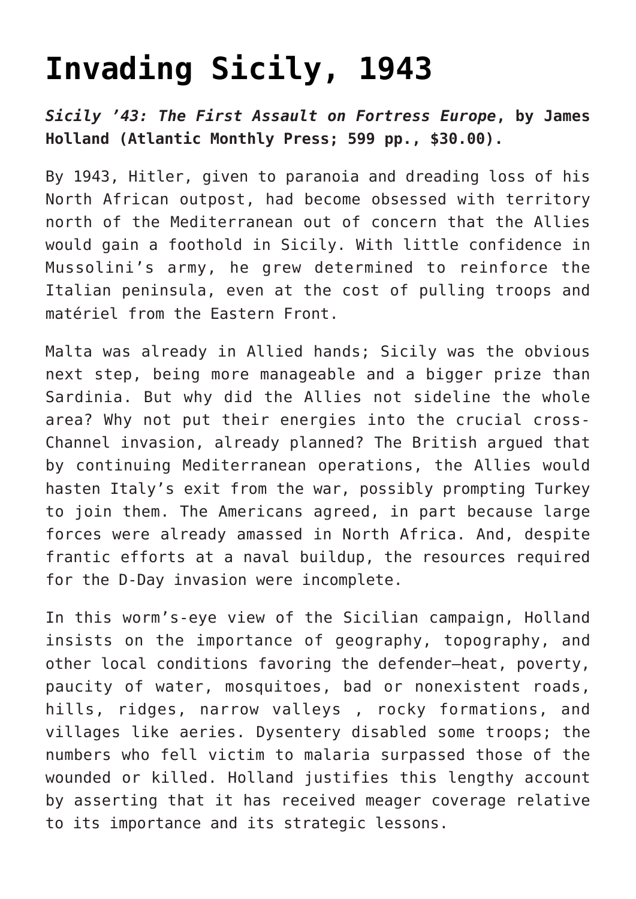# Invading Sicily, 1943

***Sicily '43: The First Assault on Fortress Europe*, by James Holland (Atlantic Monthly Press; 599 pp., $30.00).**

By 1943, Hitler, given to paranoia and dreading loss of his North African outpost, had become obsessed with territory north of the Mediterranean out of concern that the Allies would gain a foothold in Sicily. With little confidence in Mussolini's army, he grew determined to reinforce the Italian peninsula, even at the cost of pulling troops and matériel from the Eastern Front.

Malta was already in Allied hands; Sicily was the obvious next step, being more manageable and a bigger prize than Sardinia. But why did the Allies not sideline the whole area? Why not put their energies into the crucial cross-Channel invasion, already planned? The British argued that by continuing Mediterranean operations, the Allies would hasten Italy's exit from the war, possibly prompting Turkey to join them. The Americans agreed, in part because large forces were already amassed in North Africa. And, despite frantic efforts at a naval buildup, the resources required for the D-Day invasion were incomplete.

In this worm's-eye view of the Sicilian campaign, Holland insists on the importance of geography, topography, and other local conditions favoring the defender—heat, poverty, paucity of water, mosquitoes, bad or nonexistent roads, hills, ridges, narrow valleys , rocky formations, and villages like aeries. Dysentery disabled some troops; the numbers who fell victim to malaria surpassed those of the wounded or killed. Holland justifies this lengthy account by asserting that it has received meager coverage relative to its importance and its strategic lessons.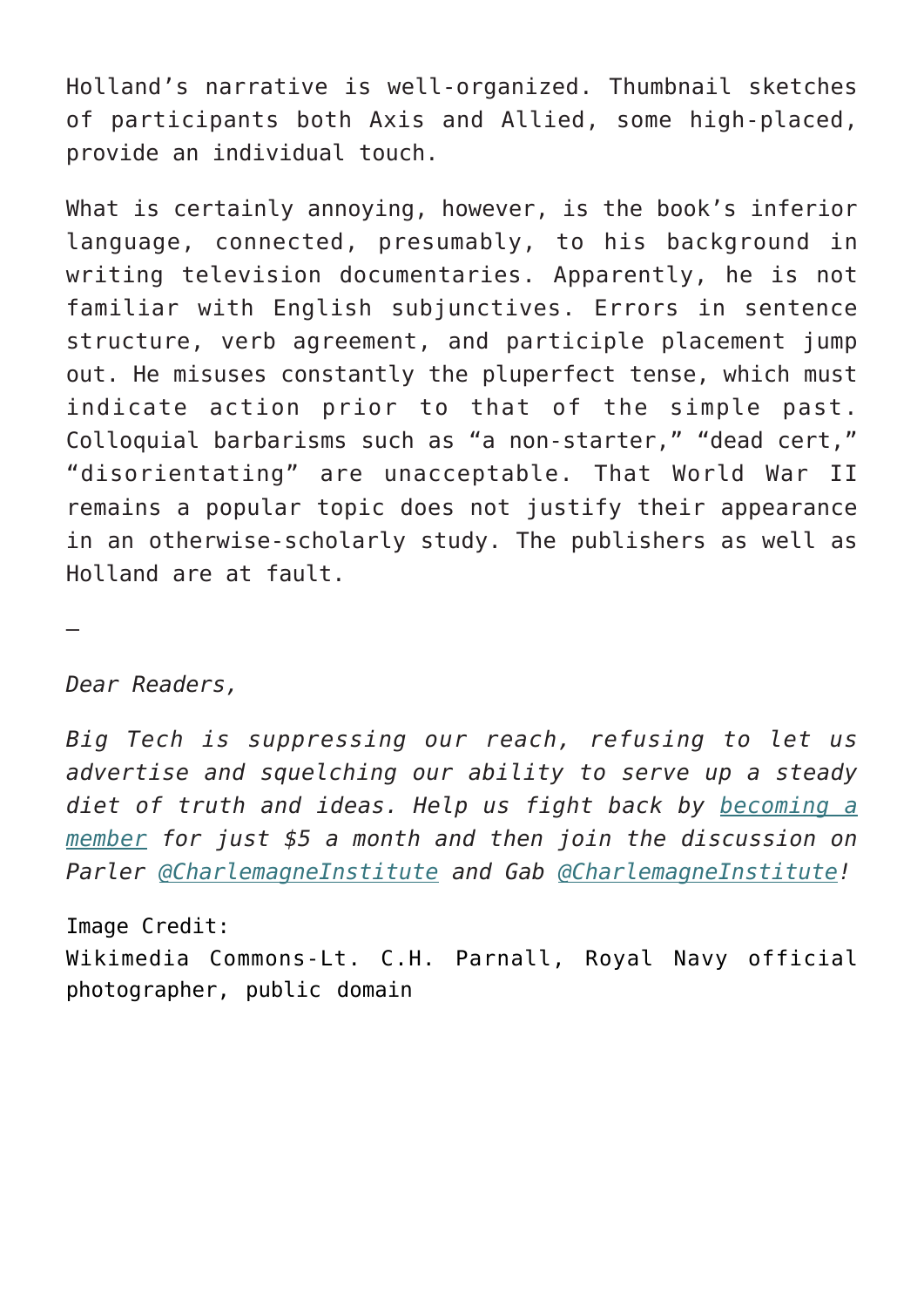Holland's narrative is well-organized. Thumbnail sketches of participants both Axis and Allied, some high-placed, provide an individual touch.

What is certainly annoying, however, is the book's inferior language, connected, presumably, to his background in writing television documentaries. Apparently, he is not familiar with English subjunctives. Errors in sentence structure, verb agreement, and participle placement jump out. He misuses constantly the pluperfect tense, which must indicate action prior to that of the simple past. Colloquial barbarisms such as "a non-starter," "dead cert," "disorientating" are unacceptable. That World War II remains a popular topic does not justify their appearance in an otherwise-scholarly study. The publishers as well as Holland are at fault.

—

*Dear Readers,*

*Big Tech is suppressing our reach, refusing to let us advertise and squelching our ability to serve up a steady diet of truth and ideas. Help us fight back by [becoming a member]() for just $5 a month and then join the discussion on Parler [@CharlemagneInstitute]() and Gab [@CharlemagneInstitute]()!*

Image Credit:
Wikimedia Commons-Lt. C.H. Parnall, Royal Navy official photographer, public domain